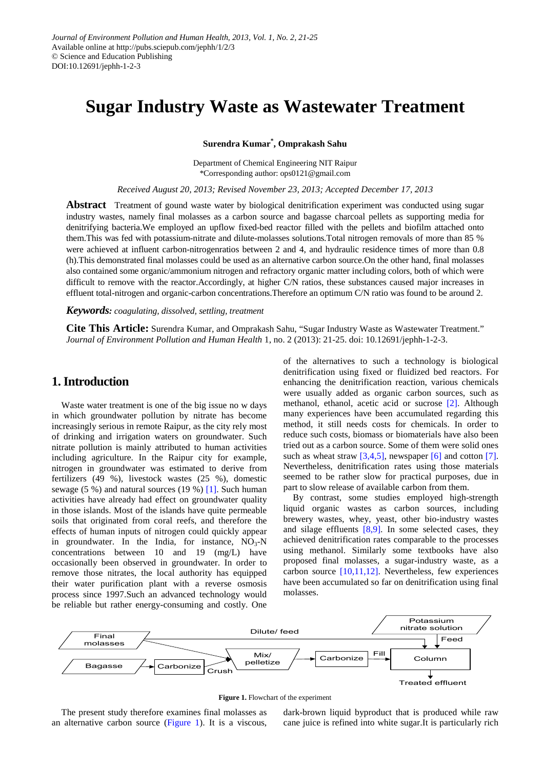*Journal of Environment Pollution and Human Health, 2013, Vol. 1, No. 2, 21-25*
Available online at http://pubs.sciepub.com/jephh/1/2/3
© Science and Education Publishing
DOI:10.12691/jephh-1-2-3

# Sugar Industry Waste as Wastewater Treatment

**Surendra Kumar*, Omprakash Sahu**

Department of Chemical Engineering NIT Raipur
*Corresponding author: ops0121@gmail.com

*Received August 20, 2013; Revised November 23, 2013; Accepted December 17, 2013*

**Abstract** Treatment of gound waste water by biological denitrification experiment was conducted using sugar industry wastes, namely final molasses as a carbon source and bagasse charcoal pellets as supporting media for denitrifying bacteria.We employed an upflow fixed-bed reactor filled with the pellets and biofilm attached onto them.This was fed with potassium-nitrate and dilute-molasses solutions.Total nitrogen removals of more than 85 % were achieved at influent carbon-nitrogenratios between 2 and 4, and hydraulic residence times of more than 0.8 (h).This demonstrated final molasses could be used as an alternative carbon source.On the other hand, final molasses also contained some organic/ammonium nitrogen and refractory organic matter including colors, both of which were difficult to remove with the reactor.Accordingly, at higher C/N ratios, these substances caused major increases in effluent total-nitrogen and organic-carbon concentrations.Therefore an optimum C/N ratio was found to be around 2.

***Keywords:*** *coagulating, dissolved, settling, treatment*

**Cite This Article:** Surendra Kumar, and Omprakash Sahu, "Sugar Industry Waste as Wastewater Treatment." *Journal of Environment Pollution and Human Health* 1, no. 2 (2013): 21-25. doi: 10.12691/jephh-1-2-3.

## 1. Introduction

Waste water treatment is one of the big issue no w days in which groundwater pollution by nitrate has become increasingly serious in remote Raipur, as the city rely most of drinking and irrigation waters on groundwater. Such nitrate pollution is mainly attributed to human activities including agriculture. In the Raipur city for example, nitrogen in groundwater was estimated to derive from fertilizers (49 %), livestock wastes (25 %), domestic sewage (5 %) and natural sources (19 %) [1]. Such human activities have already had effect on groundwater quality in those islands. Most of the islands have quite permeable soils that originated from coral reefs, and therefore the effects of human inputs of nitrogen could quickly appear in groundwater. In the India, for instance, $NO_3$-N concentrations between 10 and 19 (mg/L) have occasionally been observed in groundwater. In order to remove those nitrates, the local authority has equipped their water purification plant with a reverse osmosis process since 1997.Such an advanced technology would be reliable but rather energy-consuming and costly. One of the alternatives to such a technology is biological denitrification using fixed or fluidized bed reactors. For enhancing the denitrification reaction, various chemicals were usually added as organic carbon sources, such as methanol, ethanol, acetic acid or sucrose [2]. Although many experiences have been accumulated regarding this method, it still needs costs for chemicals. In order to reduce such costs, biomass or biomaterials have also been tried out as a carbon source. Some of them were solid ones such as wheat straw [3,4,5], newspaper [6] and cotton [7]. Nevertheless, denitrification rates using those materials seemed to be rather slow for practical purposes, due in part to slow release of available carbon from them.

By contrast, some studies employed high-strength liquid organic wastes as carbon sources, including brewery wastes, whey, yeast, other bio-industry wastes and silage effluents [8,9]. In some selected cases, they achieved denitrification rates comparable to the processes using methanol. Similarly some textbooks have also proposed final molasses, a sugar-industry waste, as a carbon source [10,11,12]. Nevertheless, few experiences have been accumulated so far on denitrification using final molasses.

**Figure 1.** Flowchart of the experiment

The present study therefore examines final molasses as an alternative carbon source (Figure 1). It is a viscous, dark-brown liquid byproduct that is produced while raw cane juice is refined into white sugar.It is particularly rich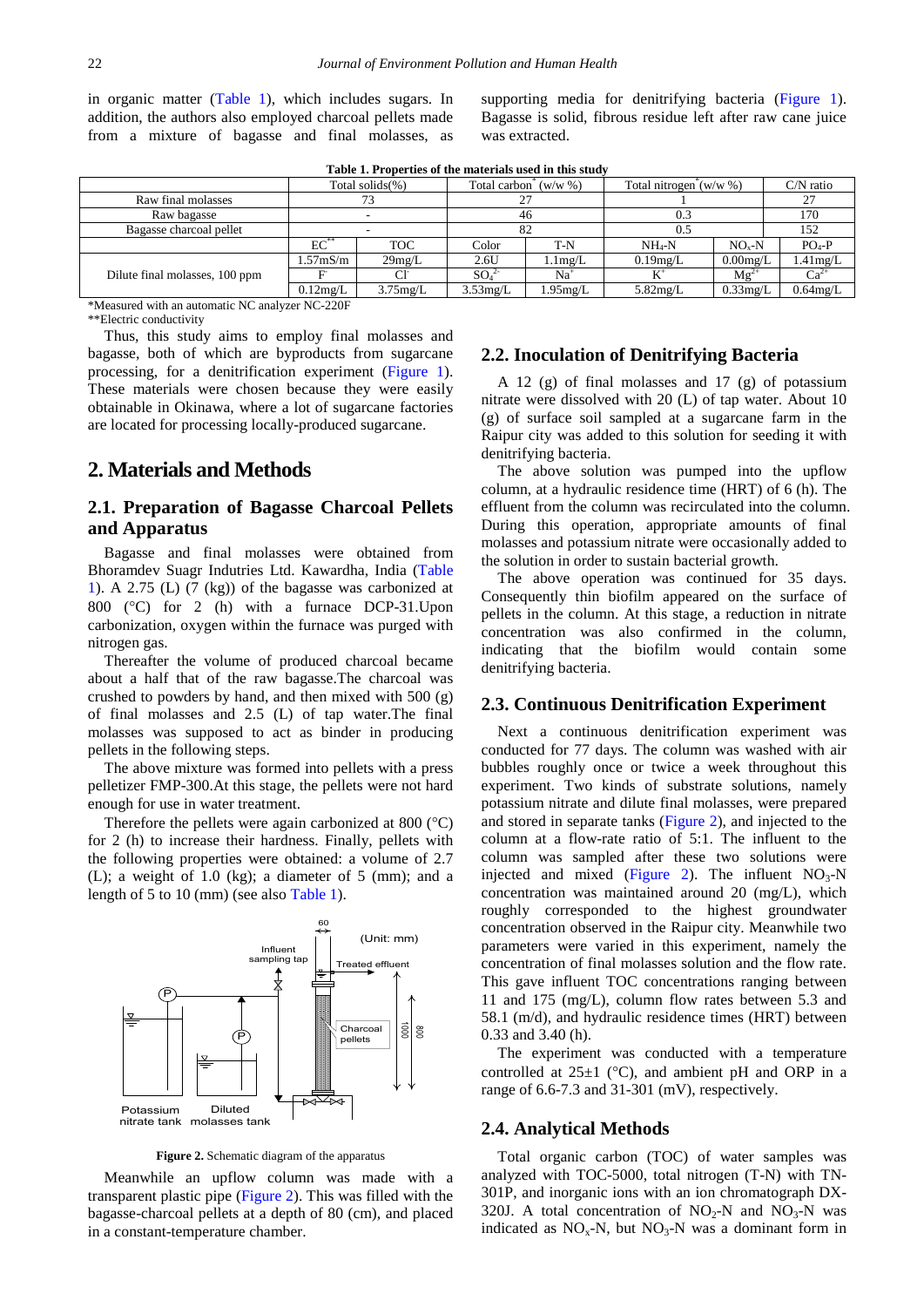in organic matter (Table 1), which includes sugars. In addition, the authors also employed charcoal pellets made from a mixture of bagasse and final molasses, as supporting media for denitrifying bacteria (Figure 1). Bagasse is solid, fibrous residue left after raw cane juice was extracted.

**Table 1. Properties of the materials used in this study**

| | Total solids(%) | | Total carbon* (w/w %) | | Total nitrogen* (w/w %) | | C/N ratio |
|---|---|---|---|---|---|---|---|
| Raw final molasses | 73 | | 27 | | 1 | | 27 |
| Raw bagasse | - | | 46 | | 0.3 | | 170 |
| Bagasse charcoal pellet | - | | 82 | | 0.5 | | 152 |
| Dilute final molasses, 100 ppm | EC** | TOC | Color | T-N | $NH_4$-N | $NO_x$-N | $PO_4$-P |
| | 1.57mS/m | 29mg/L | 2.6U | 1.1mg/L | 0.19mg/L | 0.00mg/L | 1.41mg/L |
| | $F^-$ | $Cl^-$ | $SO_4^{2-}$ | $Na^+$ | $K^+$ | $Mg^{2+}$ | $Ca^{2+}$ |
| | 0.12mg/L | 3.75mg/L | 3.53mg/L | 1.95mg/L | 5.82mg/L | 0.33mg/L | 0.64mg/L |

*Measured with an automatic NC analyzer NC-220F
**Electric conductivity

Thus, this study aims to employ final molasses and bagasse, both of which are byproducts from sugarcane processing, for a denitrification experiment (Figure 1). These materials were chosen because they were easily obtainable in Okinawa, where a lot of sugarcane factories are located for processing locally-produced sugarcane.

## 2. Materials and Methods

### 2.1. Preparation of Bagasse Charcoal Pellets and Apparatus

Bagasse and final molasses were obtained from Bhoramdev Suagr Indutries Ltd. Kawardha, India (Table 1). A 2.75 (L) (7 (kg)) of the bagasse was carbonized at 800 (°C) for 2 (h) with a furnace DCP-31.Upon carbonization, oxygen within the furnace was purged with nitrogen gas.

Thereafter the volume of produced charcoal became about a half that of the raw bagasse.The charcoal was crushed to powders by hand, and then mixed with 500 (g) of final molasses and 2.5 (L) of tap water.The final molasses was supposed to act as binder in producing pellets in the following steps.

The above mixture was formed into pellets with a press pelletizer FMP-300.At this stage, the pellets were not hard enough for use in water treatment.

Therefore the pellets were again carbonized at 800 (°C) for 2 (h) to increase their hardness. Finally, pellets with the following properties were obtained: a volume of 2.7 (L); a weight of 1.0 (kg); a diameter of 5 (mm); and a length of 5 to 10 (mm) (see also Table 1).

**Figure 2.** Schematic diagram of the apparatus

Meanwhile an upflow column was made with a transparent plastic pipe (Figure 2). This was filled with the bagasse-charcoal pellets at a depth of 80 (cm), and placed in a constant-temperature chamber.

### 2.2. Inoculation of Denitrifying Bacteria

A 12 (g) of final molasses and 17 (g) of potassium nitrate were dissolved with 20 (L) of tap water. About 10 (g) of surface soil sampled at a sugarcane farm in the Raipur city was added to this solution for seeding it with denitrifying bacteria.

The above solution was pumped into the upflow column, at a hydraulic residence time (HRT) of 6 (h). The effluent from the column was recirculated into the column. During this operation, appropriate amounts of final molasses and potassium nitrate were occasionally added to the solution in order to sustain bacterial growth.

The above operation was continued for 35 days. Consequently thin biofilm appeared on the surface of pellets in the column. At this stage, a reduction in nitrate concentration was also confirmed in the column, indicating that the biofilm would contain some denitrifying bacteria.

### 2.3. Continuous Denitrification Experiment

Next a continuous denitrification experiment was conducted for 77 days. The column was washed with air bubbles roughly once or twice a week throughout this experiment. Two kinds of substrate solutions, namely potassium nitrate and dilute final molasses, were prepared and stored in separate tanks (Figure 2), and injected to the column at a flow-rate ratio of 5:1. The influent to the column was sampled after these two solutions were injected and mixed (Figure 2). The influent $NO_3$-N concentration was maintained around 20 (mg/L), which roughly corresponded to the highest groundwater concentration observed in the Raipur city. Meanwhile two parameters were varied in this experiment, namely the concentration of final molasses solution and the flow rate. This gave influent TOC concentrations ranging between 11 and 175 (mg/L), column flow rates between 5.3 and 58.1 (m/d), and hydraulic residence times (HRT) between 0.33 and 3.40 (h).

The experiment was conducted with a temperature controlled at 25±1 (°C), and ambient pH and ORP in a range of 6.6-7.3 and 31-301 (mV), respectively.

### 2.4. Analytical Methods

Total organic carbon (TOC) of water samples was analyzed with TOC-5000, total nitrogen (T-N) with TN-301P, and inorganic ions with an ion chromatograph DX-320J. A total concentration of $NO_2$-N and $NO_3$-N was indicated as $NO_x$-N, but $NO_3$-N was a dominant form in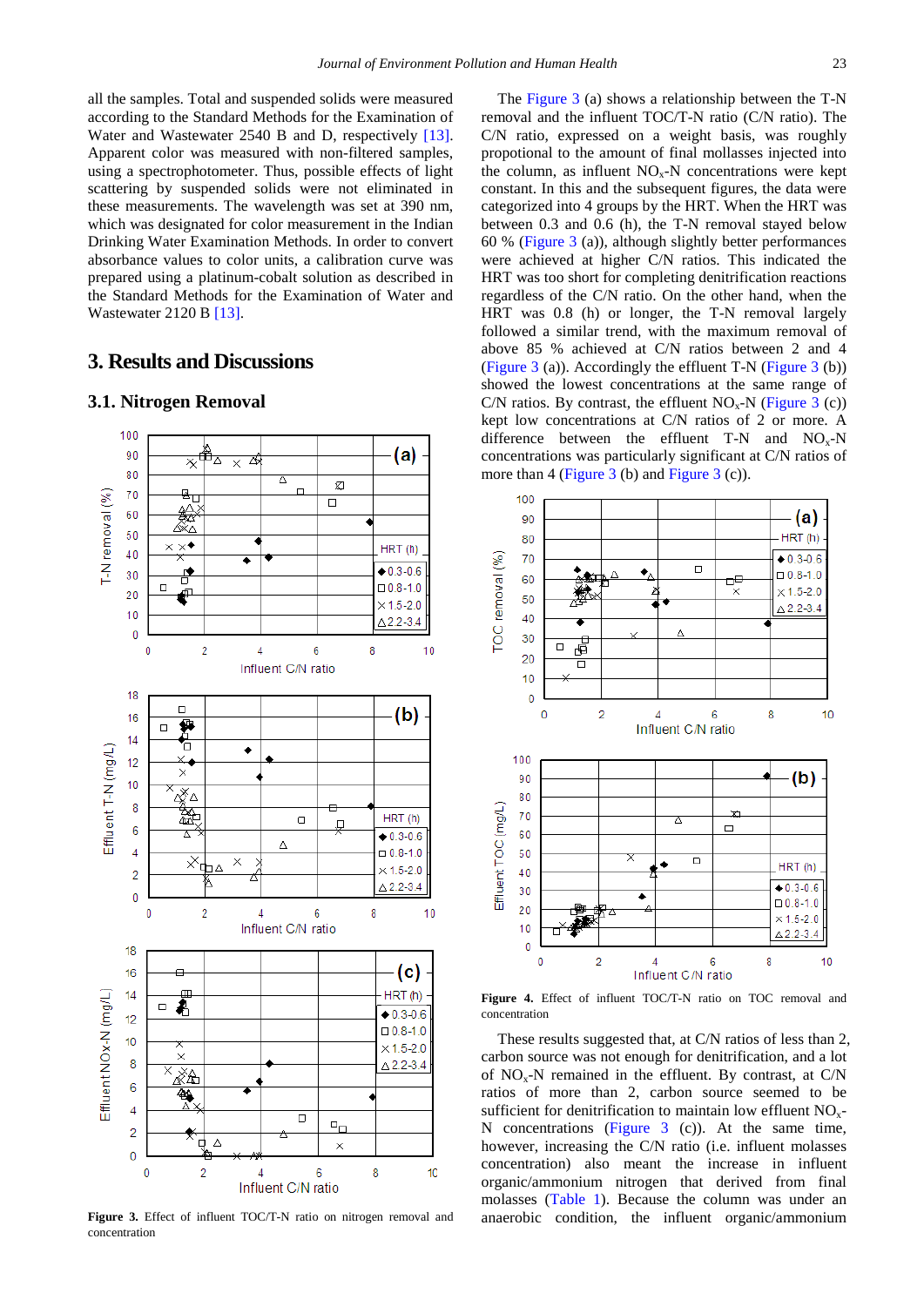all the samples. Total and suspended solids were measured according to the Standard Methods for the Examination of Water and Wastewater 2540 B and D, respectively [13]. Apparent color was measured with non-filtered samples, using a spectrophotometer. Thus, possible effects of light scattering by suspended solids were not eliminated in these measurements. The wavelength was set at 390 nm, which was designated for color measurement in the Indian Drinking Water Examination Methods. In order to convert absorbance values to color units, a calibration curve was prepared using a platinum-cobalt solution as described in the Standard Methods for the Examination of Water and Wastewater 2120 B [13].

## 3. Results and Discussions

### 3.1. Nitrogen Removal

**Figure 3.** Effect of influent TOC/T-N ratio on nitrogen removal and concentration

The Figure 3 (a) shows a relationship between the T-N removal and the influent TOC/T-N ratio (C/N ratio). The C/N ratio, expressed on a weight basis, was roughly propotional to the amount of final mollasses injected into the column, as influent $NO_x$-N concentrations were kept constant. In this and the subsequent figures, the data were categorized into 4 groups by the HRT. When the HRT was between 0.3 and 0.6 (h), the T-N removal stayed below 60 % (Figure 3 (a)), although slightly better performances were achieved at higher C/N ratios. This indicated the HRT was too short for completing denitrification reactions regardless of the C/N ratio. On the other hand, when the HRT was 0.8 (h) or longer, the T-N removal largely followed a similar trend, with the maximum removal of above 85 % achieved at C/N ratios between 2 and 4 (Figure 3 (a)). Accordingly the effluent T-N (Figure 3 (b)) showed the lowest concentrations at the same range of C/N ratios. By contrast, the effluent $NO_x$-N (Figure 3 (c)) kept low concentrations at C/N ratios of 2 or more. A difference between the effluent T-N and $NO_x$-N concentrations was particularly significant at C/N ratios of more than 4 (Figure 3 (b) and Figure 3 (c)).

**Figure 4.** Effect of influent TOC/T-N ratio on TOC removal and concentration

These results suggested that, at C/N ratios of less than 2, carbon source was not enough for denitrification, and a lot of $NO_x$-N remained in the effluent. By contrast, at C/N ratios of more than 2, carbon source seemed to be sufficient for denitrification to maintain low effluent $NO_x$-N concentrations (Figure 3 (c)). At the same time, however, increasing the C/N ratio (i.e. influent molasses concentration) also meant the increase in influent organic/ammonium nitrogen that derived from final molasses (Table 1). Because the column was under an anaerobic condition, the influent organic/ammonium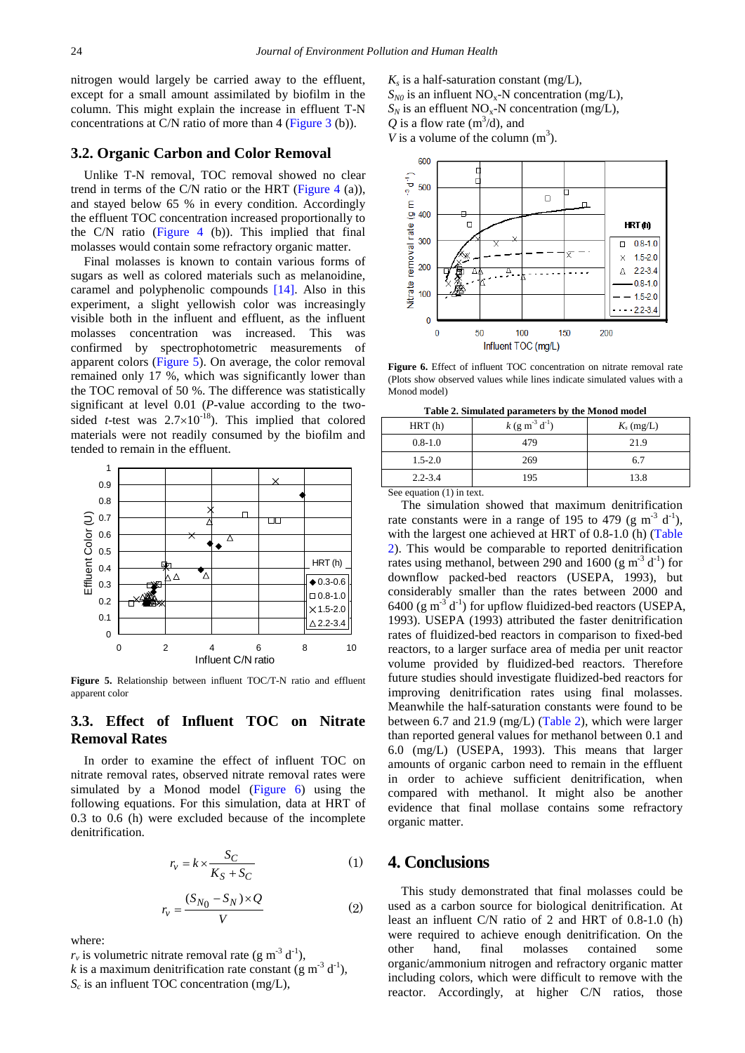nitrogen would largely be carried away to the effluent, except for a small amount assimilated by biofilm in the column. This might explain the increase in effluent T-N concentrations at C/N ratio of more than 4 (Figure 3 (b)).

### 3.2. Organic Carbon and Color Removal

Unlike T-N removal, TOC removal showed no clear trend in terms of the C/N ratio or the HRT (Figure 4 (a)), and stayed below 65 % in every condition. Accordingly the effluent TOC concentration increased proportionally to the C/N ratio (Figure 4 (b)). This implied that final molasses would contain some refractory organic matter.

Final molasses is known to contain various forms of sugars as well as colored materials such as melanoidine, caramel and polyphenolic compounds [14]. Also in this experiment, a slight yellowish color was increasingly visible both in the influent and effluent, as the influent molasses concentration was increased. This was confirmed by spectrophotometric measurements of apparent colors (Figure 5). On average, the color removal remained only 17 %, which was significantly lower than the TOC removal of 50 %. The difference was statistically significant at level 0.01 (*P*-value according to the two-sided *t*-test was $2.7 \times 10^{-18}$). This implied that colored materials were not readily consumed by the biofilm and tended to remain in the effluent.

**Figure 5.** Relationship between influent TOC/T-N ratio and effluent apparent color

### 3.3. Effect of Influent TOC on Nitrate Removal Rates

In order to examine the effect of influent TOC on nitrate removal rates, observed nitrate removal rates were simulated by a Monod model (Figure 6) using the following equations. For this simulation, data at HRT of 0.3 to 0.6 (h) were excluded because of the incomplete denitrification.

$$r_v = k \times \frac{S_C}{K_S + S_C} \qquad (1)$$

$$r_v = \frac{(S_{N0} - S_N) \times Q}{V} \qquad (2)$$

where:
$r_v$ is volumetric nitrate removal rate (g m$^{-3}$ d$^{-1}$),
$k$ is a maximum denitrification rate constant (g m$^{-3}$ d$^{-1}$),
$S_c$ is an influent TOC concentration (mg/L),
$K_s$ is a half-saturation constant (mg/L),
$S_{N0}$ is an influent $NO_x$-N concentration (mg/L),
$S_N$ is an effluent $NO_x$-N concentration (mg/L),
$Q$ is a flow rate (m$^3$/d), and
$V$ is a volume of the column (m$^3$).

**Figure 6.** Effect of influent TOC concentration on nitrate removal rate (Plots show observed values while lines indicate simulated values with a Monod model)

**Table 2. Simulated parameters by the Monod model**

| HRT (h) | $k$ (g m$^{-3}$ d$^{-1}$) | $K_s$ (mg/L) |
|---|---|---|
| 0.8-1.0 | 479 | 21.9 |
| 1.5-2.0 | 269 | 6.7 |
| 2.2-3.4 | 195 | 13.8 |

See equation (1) in text.

The simulation showed that maximum denitrification rate constants were in a range of 195 to 479 (g m$^{-3}$ d$^{-1}$), with the largest one achieved at HRT of 0.8-1.0 (h) (Table 2). This would be comparable to reported denitrification rates using methanol, between 290 and 1600 (g m$^{-3}$ d$^{-1}$) for downflow packed-bed reactors (USEPA, 1993), but considerably smaller than the rates between 2000 and 6400 (g m$^{-3}$ d$^{-1}$) for upflow fluidized-bed reactors (USEPA, 1993). USEPA (1993) attributed the faster denitrification rates of fluidized-bed reactors in comparison to fixed-bed reactors, to a larger surface area of media per unit reactor volume provided by fluidized-bed reactors. Therefore future studies should investigate fluidized-bed reactors for improving denitrification rates using final molasses. Meanwhile the half-saturation constants were found to be between 6.7 and 21.9 (mg/L) (Table 2), which were larger than reported general values for methanol between 0.1 and 6.0 (mg/L) (USEPA, 1993). This means that larger amounts of organic carbon need to remain in the effluent in order to achieve sufficient denitrification, when compared with methanol. It might also be another evidence that final mollase contains some refractory organic matter.

## 4. Conclusions

This study demonstrated that final molasses could be used as a carbon source for biological denitrification. At least an influent C/N ratio of 2 and HRT of 0.8-1.0 (h) were required to achieve enough denitrification. On the other hand, final molasses contained some organic/ammonium nitrogen and refractory organic matter including colors, which were difficult to remove with the reactor. Accordingly, at higher C/N ratios, those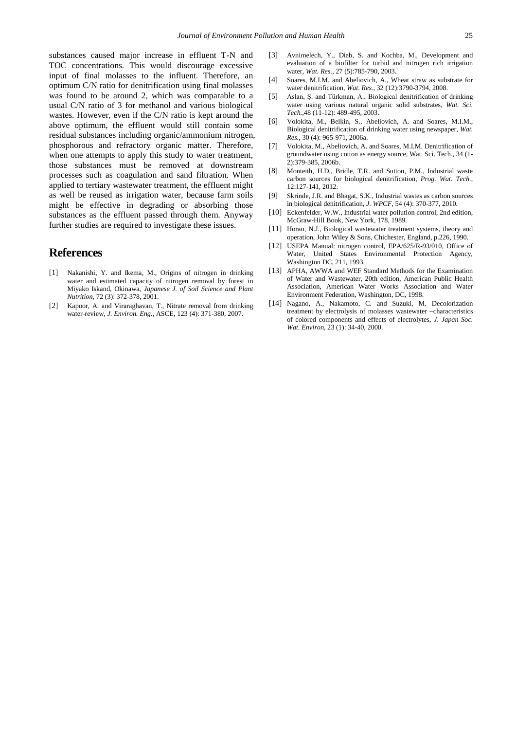substances caused major increase in effluent T-N and TOC concentrations. This would discourage excessive input of final molasses to the influent. Therefore, an optimum C/N ratio for denitrification using final molasses was found to be around 2, which was comparable to a usual C/N ratio of 3 for methanol and various biological wastes. However, even if the C/N ratio is kept around the above optimum, the effluent would still contain some residual substances including organic/ammonium nitrogen, phosphorous and refractory organic matter. Therefore, when one attempts to apply this study to water treatment, those substances must be removed at downstream processes such as coagulation and sand filtration. When applied to tertiary wastewater treatment, the effluent might as well be reused as irrigation water, because farm soils might be effective in degrading or absorbing those substances as the effluent passed through them. Anyway further studies are required to investigate these issues.

## References

[1] Nakanishi, Y. and Ikema, M., Origins of nitrogen in drinking water and estimated capacity of nitrogen removal by forest in Miyako Iskand, Okinawa, *Japanese J. of Soil Science and Plant Nutrition*, 72 (3): 372-378, 2001.

[2] Kapoor, A. and Viraraghavan, T., Nitrate removal from drinking water-review, *J. Environ. Eng.*, ASCE, 123 (4): 371-380, 2007.

[3] Avnimelech, Y., Diab, S. and Kochba, M., Development and evaluation of a biofilter for turbid and nitrogen rich irrigation water, *Wat. Res.*, 27 (5):785-790, 2003.

[4] Soares, M.I.M. and Abeliovich, A., Wheat straw as substrate for water denitrification, *Wat. Res.*, 32 (12):3790-3794, 2008.

[5] Aslan, Ş. and Türkman, A., Biological denitrification of drinking water using various natural organic solid substrates, *Wat. Sci. Tech.*,48 (11-12): 489-495, 2003.

[6] Volokita, M., Belkin, S., Abeliovich, A. and Soares, M.I.M., Biological denitrification of drinking water using newspaper, *Wat. Res.*, 30 (4): 965-971, 2006a.

[7] Volokita, M., Abeliovich, A. and Soares, M.I.M. Denitrification of groundwater using cotton as energy source, Wat. Sci. Tech., 34 (1-2):379-385, 2006b.

[8] Monteith, H.D., Bridle, T.R. and Sutton, P.M., Industrial waste carbon sources for biological denitrification, *Prog. Wat. Tech.*, 12:127-141, 2012.

[9] Skrinde, J.R. and Bhagat, S.K., Industrial wastes as carbon sources in biological denitrification, *J. WPCF*, 54 (4): 370-377, 2010.

[10] Eckenfelder, W.W., Industrial water pollution control, 2nd edition, McGraw-Hill Book, New York, 178, 1989.

[11] Horan, N.J., Biological wastewater treatment systems, theory and operation, John Wiley & Sons, Chichester, England, p.226, 1990.

[12] USEPA Manual: nitrogen control, EPA/625/R-93/010, Office of Water, United States Environmental Protection Agency, Washington DC, 211, 1993.

[13] APHA, AWWA and WEF Standard Methods for the Examination of Water and Wastewater, 20th edition, American Public Health Association, American Water Works Association and Water Environment Federation, Washington, DC, 1998.

[14] Nagano, A., Nakamoto, C. and Suzuki, M. Decolorization treatment by electrolysis of molasses wastewater –characteristics of colored components and effects of electrolytes, *J. Japan Soc. Wat. Environ*, 23 (1): 34-40, 2000.